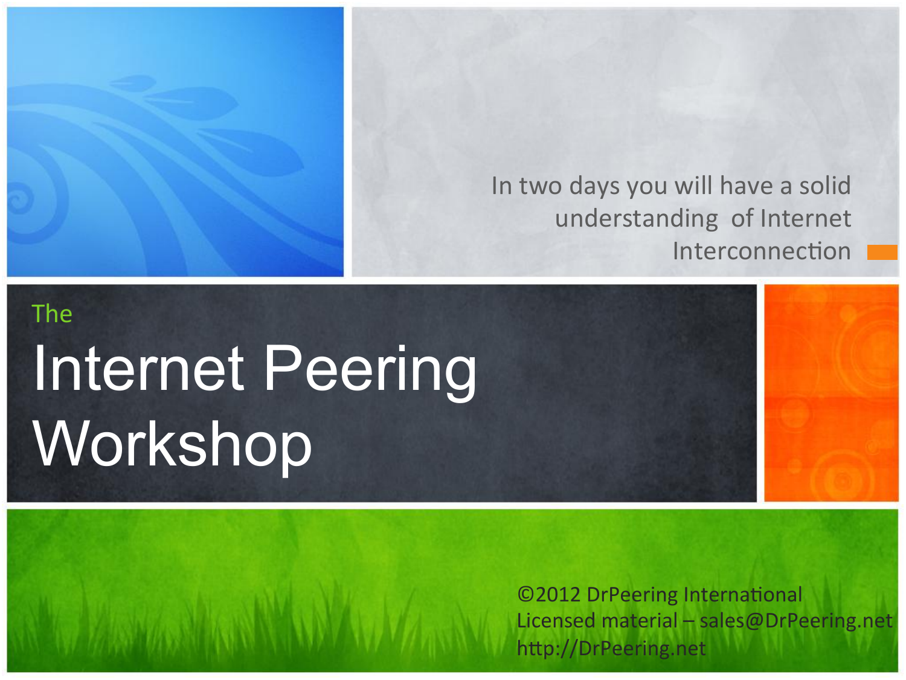In two days you will have a solid understanding of Internet Interconnection

The

# Internet Peering Workshop

©2012 DrPeering International
Licensed material – sales@DrPeering.net
http://DrPeering.net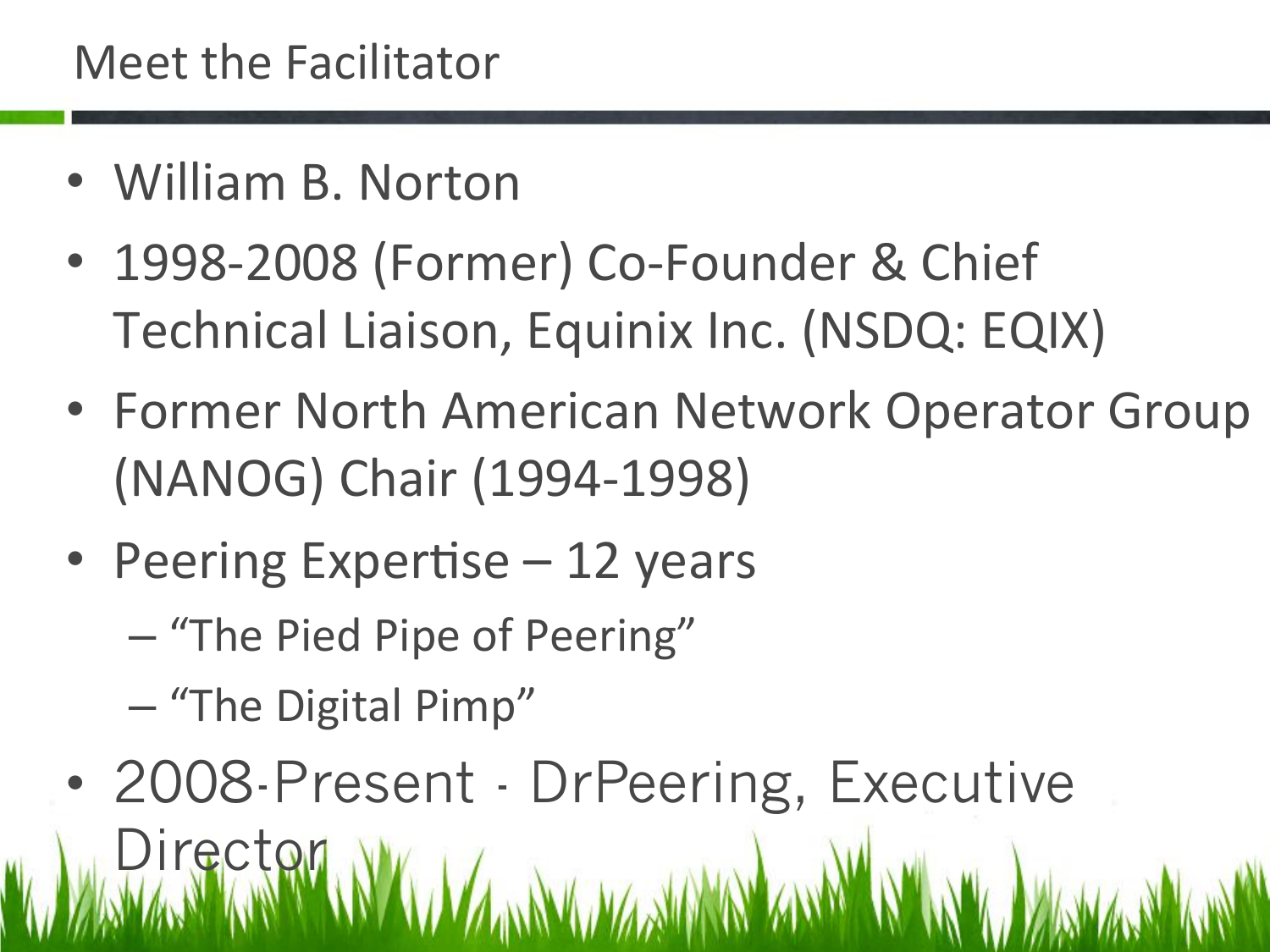# Meet the Facilitator

- William B. Norton
- 1998-2008 (Former) Co-Founder & Chief Technical Liaison, Equinix Inc. (NSDQ: EQIX)
- Former North American Network Operator Group (NANOG) Chair (1994-1998)
- Peering Expertise – 12 years
  - "The Pied Pipe of Peering"
  - "The Digital Pimp"
- 2008-Present - DrPeering, Executive Director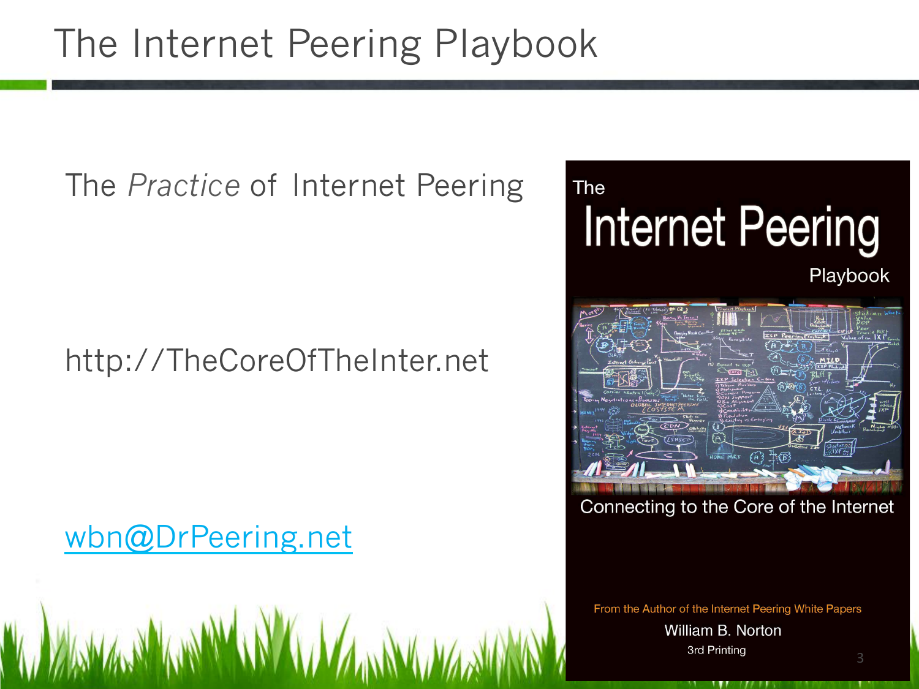# The Internet Peering Playbook

The *Practice* of Internet Peering

http://TheCoreOfTheInter.net

wbn@DrPeering.net

The Internet Peering Playbook

Connecting to the Core of the Internet

From the Author of the Internet Peering White Papers

William B. Norton

3rd Printing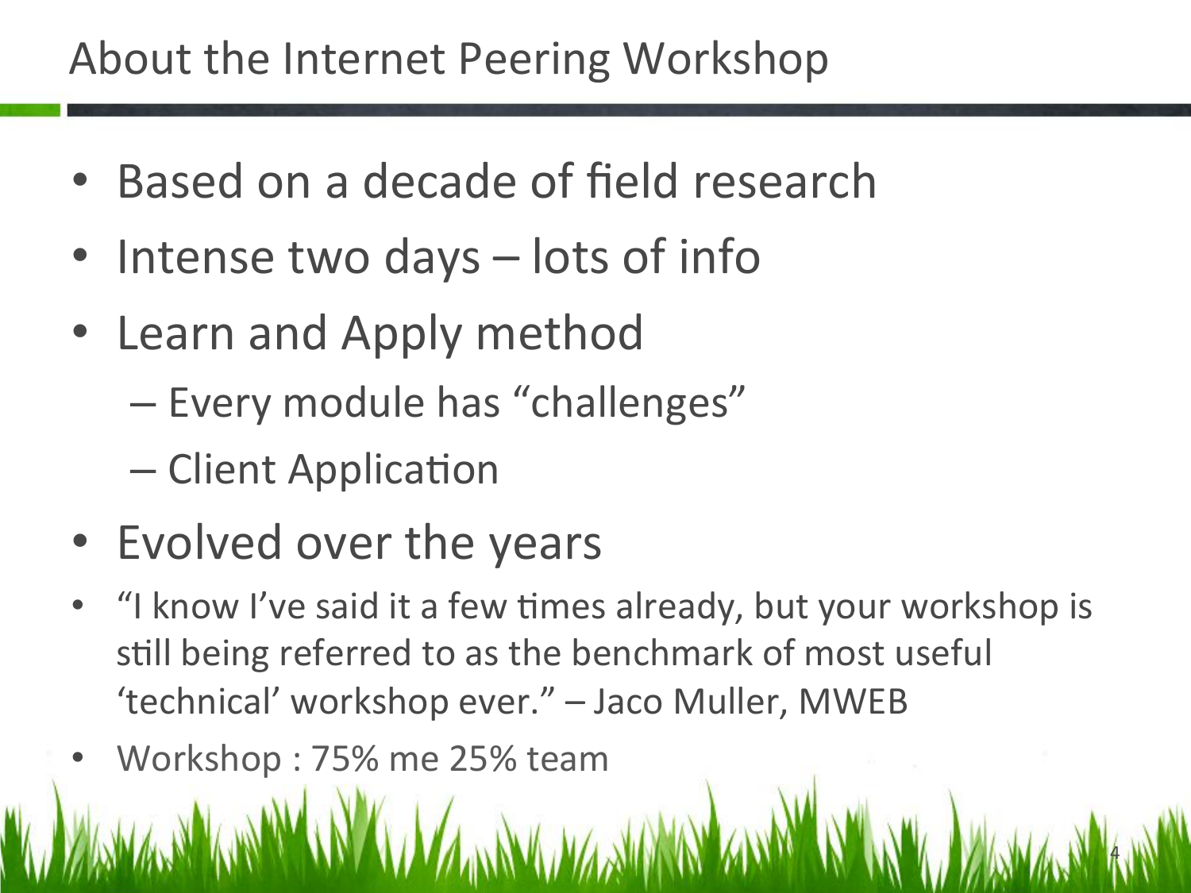# About the Internet Peering Workshop

- Based on a decade of field research
- Intense two days – lots of info
- Learn and Apply method
  - Every module has "challenges"
  - Client Application
- Evolved over the years
- "I know I've said it a few times already, but your workshop is still being referred to as the benchmark of most useful 'technical' workshop ever." – Jaco Muller, MWEB
- Workshop : 75% me 25% team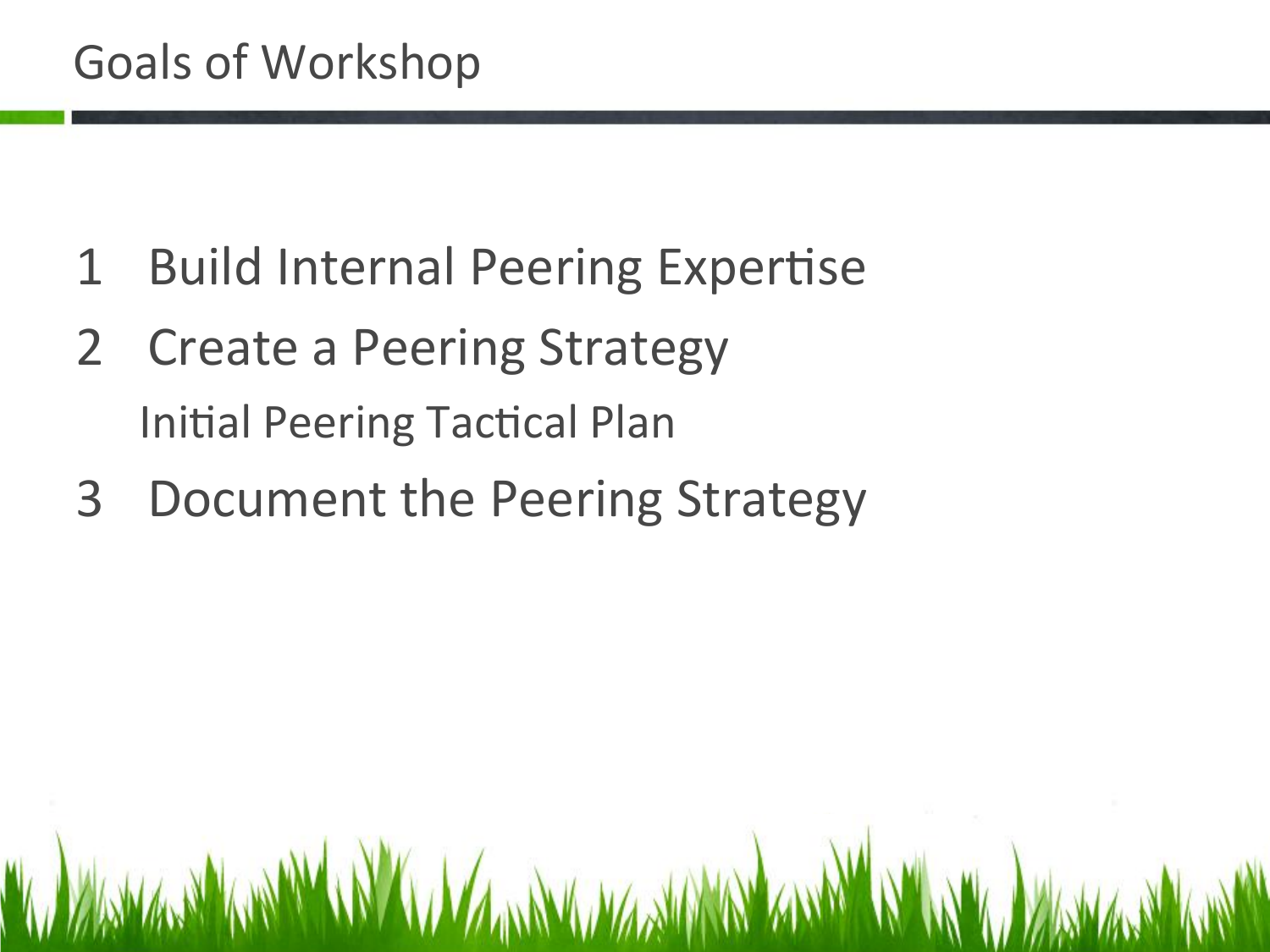# Goals of Workshop

1 Build Internal Peering Expertise

2 Create a Peering Strategy

Initial Peering Tactical Plan

3 Document the Peering Strategy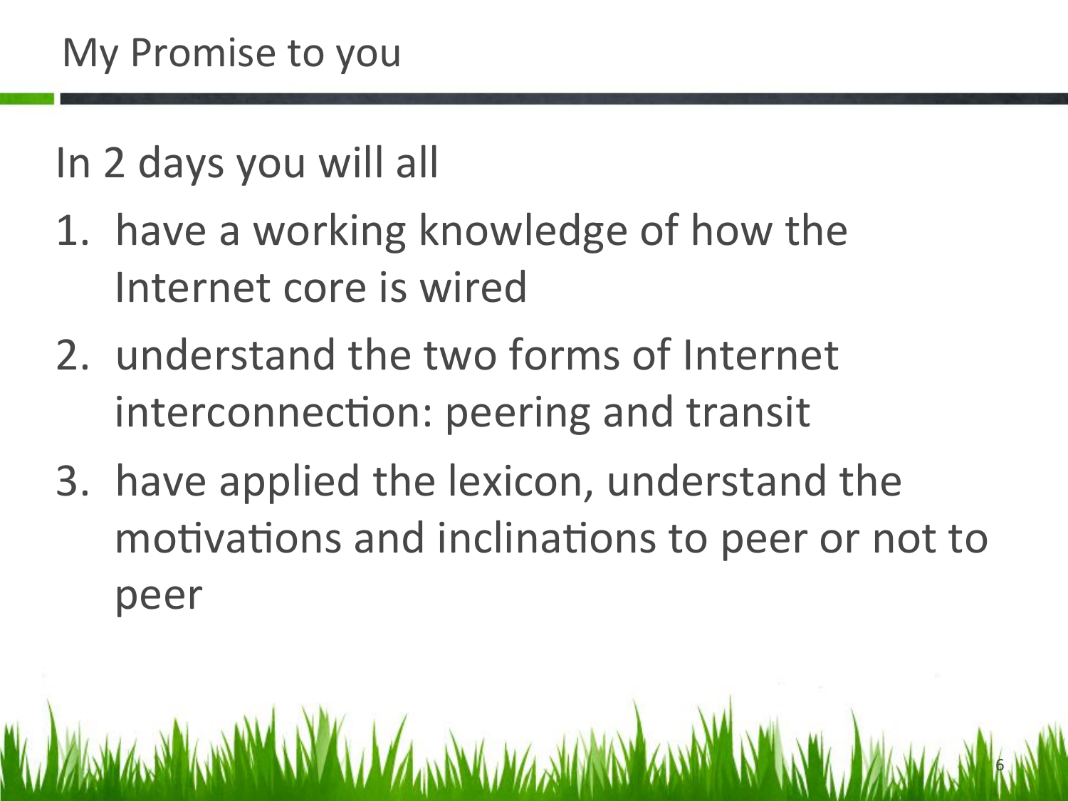# My Promise to you

In 2 days you will all

1. have a working knowledge of how the Internet core is wired
2. understand the two forms of Internet interconnection: peering and transit
3. have applied the lexicon, understand the motivations and inclinations to peer or not to peer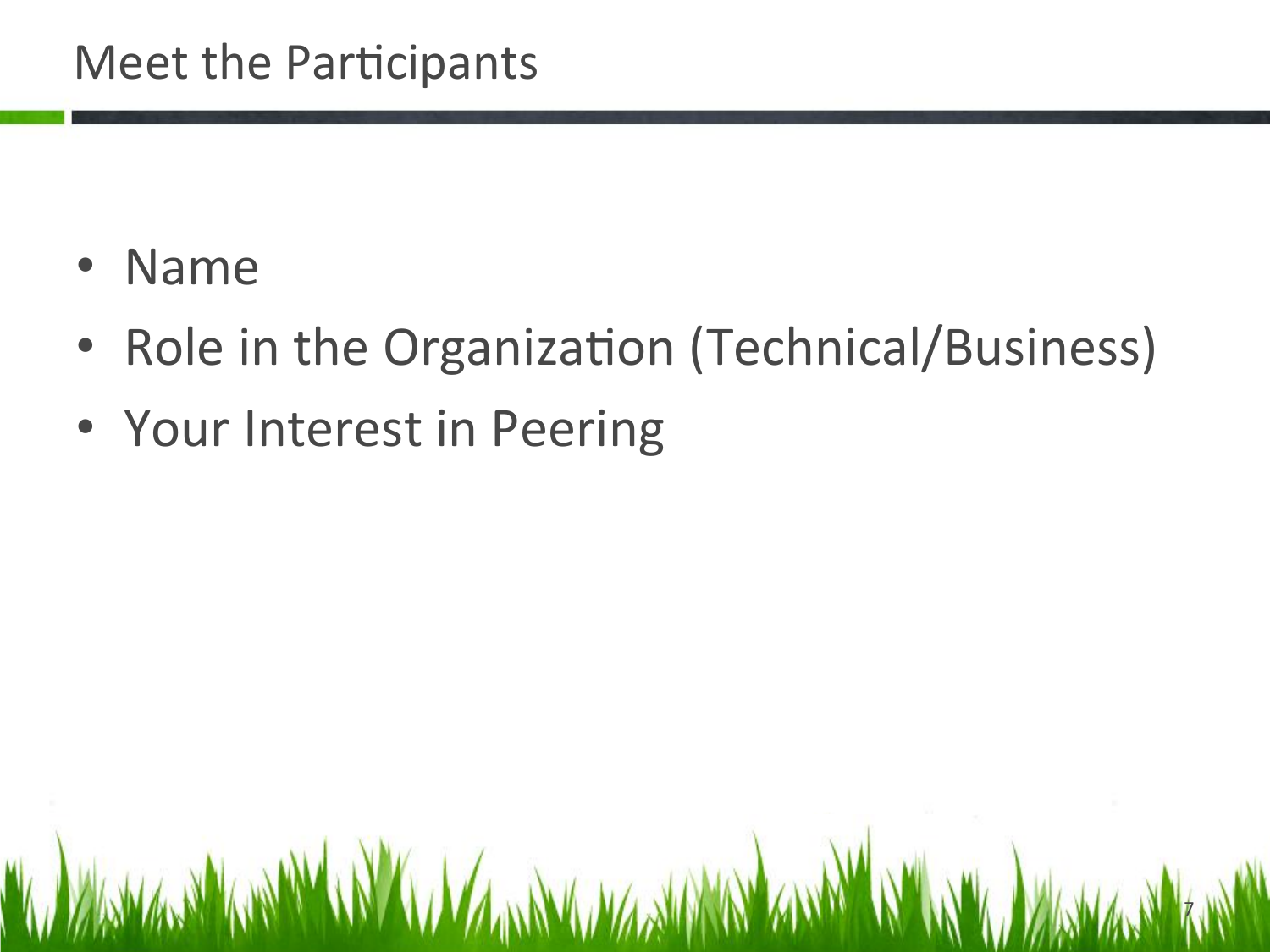# Meet the Participants

- Name
- Role in the Organization (Technical/Business)
- Your Interest in Peering